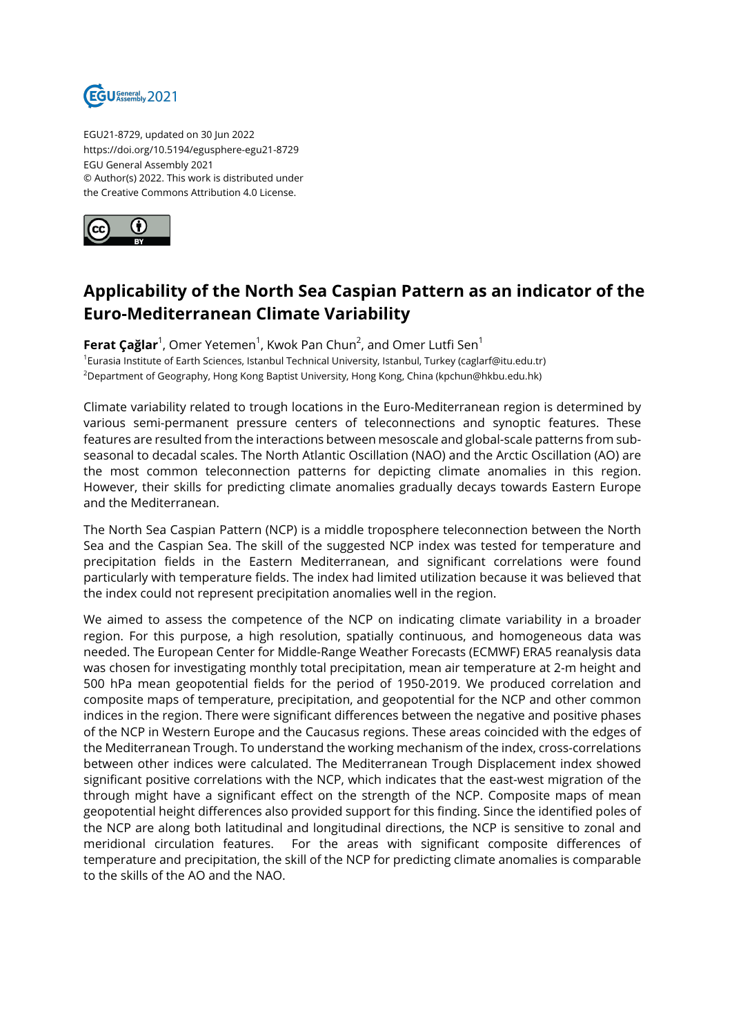EGU21-8729, updated on 30 Jun 2022
https://doi.org/10.5194/egusphere-egu21-8729
EGU General Assembly 2021
© Author(s) 2022. This work is distributed under
the Creative Commons Attribution 4.0 License.

# Applicability of the North Sea Caspian Pattern as an indicator of the Euro-Mediterranean Climate Variability

**Ferat Çağlar**[1], Omer Yetemen[1], Kwok Pan Chun[2], and Omer Lutfi Sen[1]

[1]Eurasia Institute of Earth Sciences, Istanbul Technical University, Istanbul, Turkey (caglarf@itu.edu.tr)
[2]Department of Geography, Hong Kong Baptist University, Hong Kong, China (kpchun@hkbu.edu.hk)

Climate variability related to trough locations in the Euro-Mediterranean region is determined by various semi-permanent pressure centers of teleconnections and synoptic features. These features are resulted from the interactions between mesoscale and global-scale patterns from sub-seasonal to decadal scales. The North Atlantic Oscillation (NAO) and the Arctic Oscillation (AO) are the most common teleconnection patterns for depicting climate anomalies in this region. However, their skills for predicting climate anomalies gradually decays towards Eastern Europe and the Mediterranean.

The North Sea Caspian Pattern (NCP) is a middle troposphere teleconnection between the North Sea and the Caspian Sea. The skill of the suggested NCP index was tested for temperature and precipitation fields in the Eastern Mediterranean, and significant correlations were found particularly with temperature fields. The index had limited utilization because it was believed that the index could not represent precipitation anomalies well in the region.

We aimed to assess the competence of the NCP on indicating climate variability in a broader region. For this purpose, a high resolution, spatially continuous, and homogeneous data was needed. The European Center for Middle-Range Weather Forecasts (ECMWF) ERA5 reanalysis data was chosen for investigating monthly total precipitation, mean air temperature at 2-m height and 500 hPa mean geopotential fields for the period of 1950-2019. We produced correlation and composite maps of temperature, precipitation, and geopotential for the NCP and other common indices in the region. There were significant differences between the negative and positive phases of the NCP in Western Europe and the Caucasus regions. These areas coincided with the edges of the Mediterranean Trough. To understand the working mechanism of the index, cross-correlations between other indices were calculated. The Mediterranean Trough Displacement index showed significant positive correlations with the NCP, which indicates that the east-west migration of the through might have a significant effect on the strength of the NCP. Composite maps of mean geopotential height differences also provided support for this finding. Since the identified poles of the NCP are along both latitudinal and longitudinal directions, the NCP is sensitive to zonal and meridional circulation features. For the areas with significant composite differences of temperature and precipitation, the skill of the NCP for predicting climate anomalies is comparable to the skills of the AO and the NAO.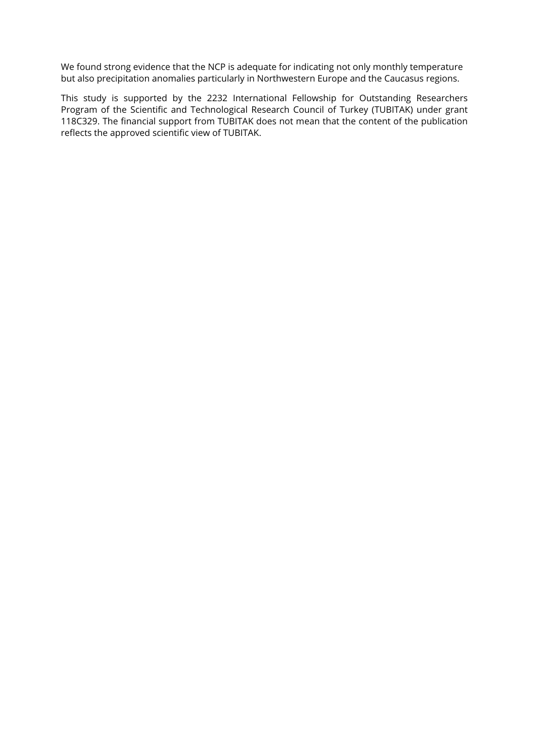We found strong evidence that the NCP is adequate for indicating not only monthly temperature but also precipitation anomalies particularly in Northwestern Europe and the Caucasus regions.

This study is supported by the 2232 International Fellowship for Outstanding Researchers Program of the Scientific and Technological Research Council of Turkey (TUBITAK) under grant 118C329. The financial support from TUBITAK does not mean that the content of the publication reflects the approved scientific view of TUBITAK.